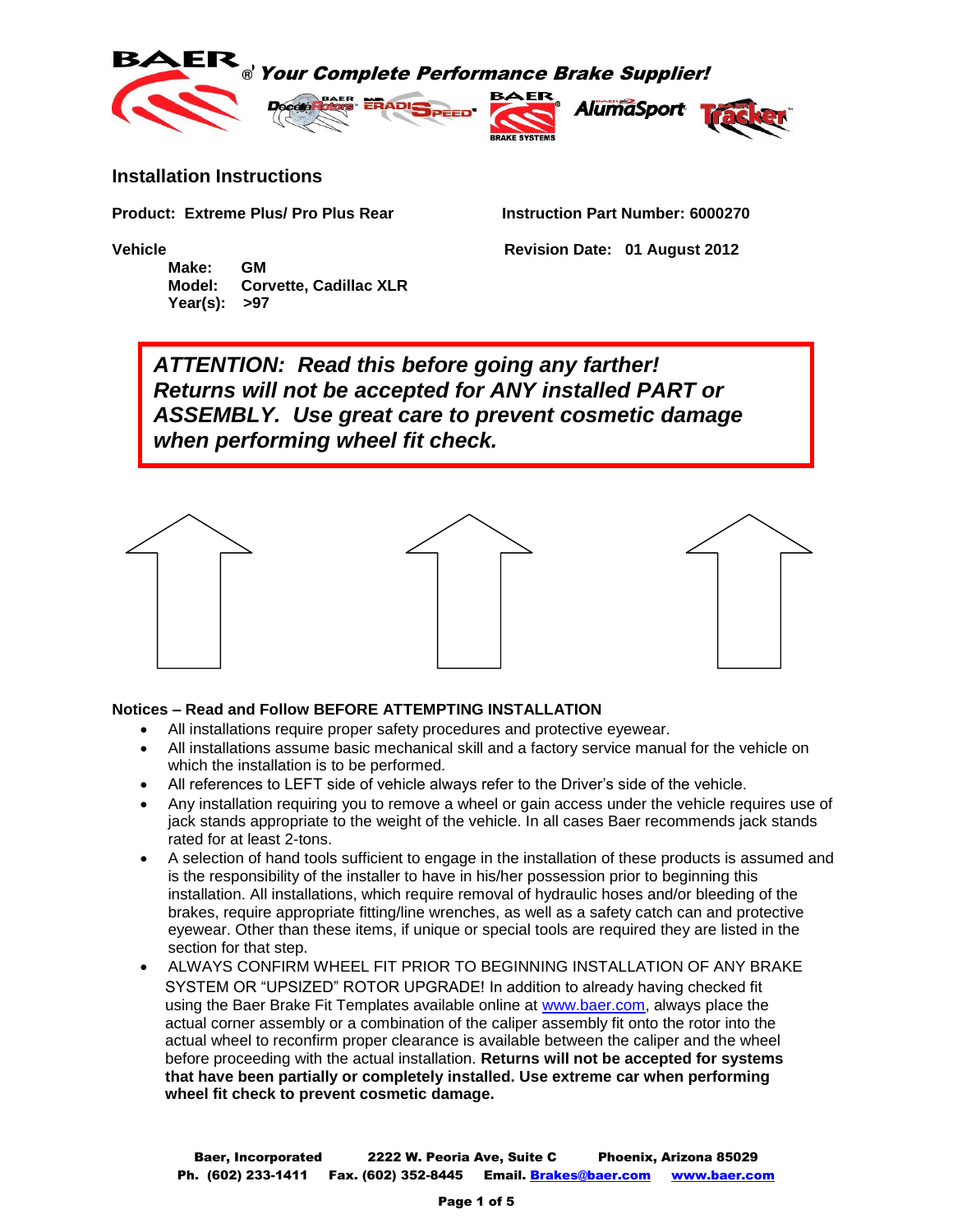**Your Complete Performance Brake Supplier!**

## Installation Instructions

**Product: Extreme Plus/ Pro Plus Rear**

**Instruction Part Number: 6000270**

**Vehicle**

**Revision Date: 01 August 2012**

**Make: GM**
**Model: Corvette, Cadillac XLR**
**Year(s): >97**

> ***ATTENTION: Read this before going any farther!***
> ***Returns will not be accepted for ANY installed PART or ASSEMBLY. Use great care to prevent cosmetic damage when performing wheel fit check.***

### Notices – Read and Follow BEFORE ATTEMPTING INSTALLATION

- All installations require proper safety procedures and protective eyewear.
- All installations assume basic mechanical skill and a factory service manual for the vehicle on which the installation is to be performed.
- All references to LEFT side of vehicle always refer to the Driver's side of the vehicle.
- Any installation requiring you to remove a wheel or gain access under the vehicle requires use of jack stands appropriate to the weight of the vehicle. In all cases Baer recommends jack stands rated for at least 2-tons.
- A selection of hand tools sufficient to engage in the installation of these products is assumed and is the responsibility of the installer to have in his/her possession prior to beginning this installation. All installations, which require removal of hydraulic hoses and/or bleeding of the brakes, require appropriate fitting/line wrenches, as well as a safety catch can and protective eyewear. Other than these items, if unique or special tools are required they are listed in the section for that step.
- ALWAYS CONFIRM WHEEL FIT PRIOR TO BEGINNING INSTALLATION OF ANY BRAKE SYSTEM OR "UPSIZED" ROTOR UPGRADE! In addition to already having checked fit using the Baer Brake Fit Templates available online at www.baer.com, always place the actual corner assembly or a combination of the caliper assembly fit onto the rotor into the actual wheel to reconfirm proper clearance is available between the caliper and the wheel before proceeding with the actual installation. **Returns will not be accepted for systems that have been partially or completely installed. Use extreme car when performing wheel fit check to prevent cosmetic damage.**

**Baer, Incorporated** **2222 W. Peoria Ave, Suite C** **Phoenix, Arizona 85029**
**Ph. (602) 233-1411** **Fax. (602) 352-8445** **Email. Brakes@baer.com** **www.baer.com**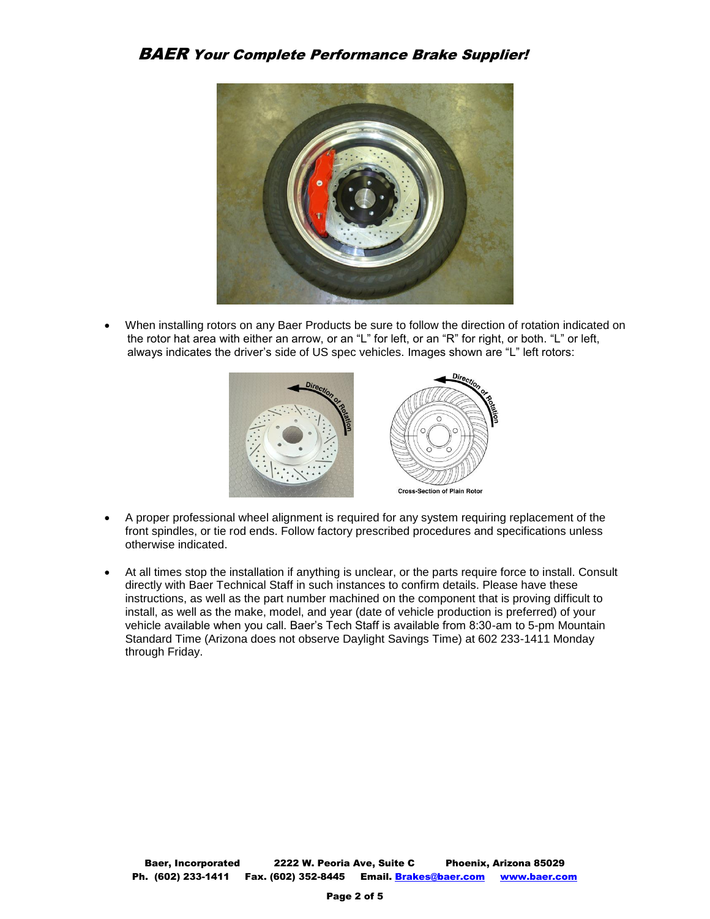- When installing rotors on any Baer Products be sure to follow the direction of rotation indicated on the rotor hat area with either an arrow, or an "L" for left, or an "R" for right, or both. "L" or left, always indicates the driver's side of US spec vehicles. Images shown are "L" left rotors:

Cross-Section of Plain Rotor

- A proper professional wheel alignment is required for any system requiring replacement of the front spindles, or tie rod ends. Follow factory prescribed procedures and specifications unless otherwise indicated.

- At all times stop the installation if anything is unclear, or the parts require force to install. Consult directly with Baer Technical Staff in such instances to confirm details. Please have these instructions, as well as the part number machined on the component that is proving difficult to install, as well as the make, model, and year (date of vehicle production is preferred) of your vehicle available when you call. Baer's Tech Staff is available from 8:30-am to 5-pm Mountain Standard Time (Arizona does not observe Daylight Savings Time) at 602 233-1411 Monday through Friday.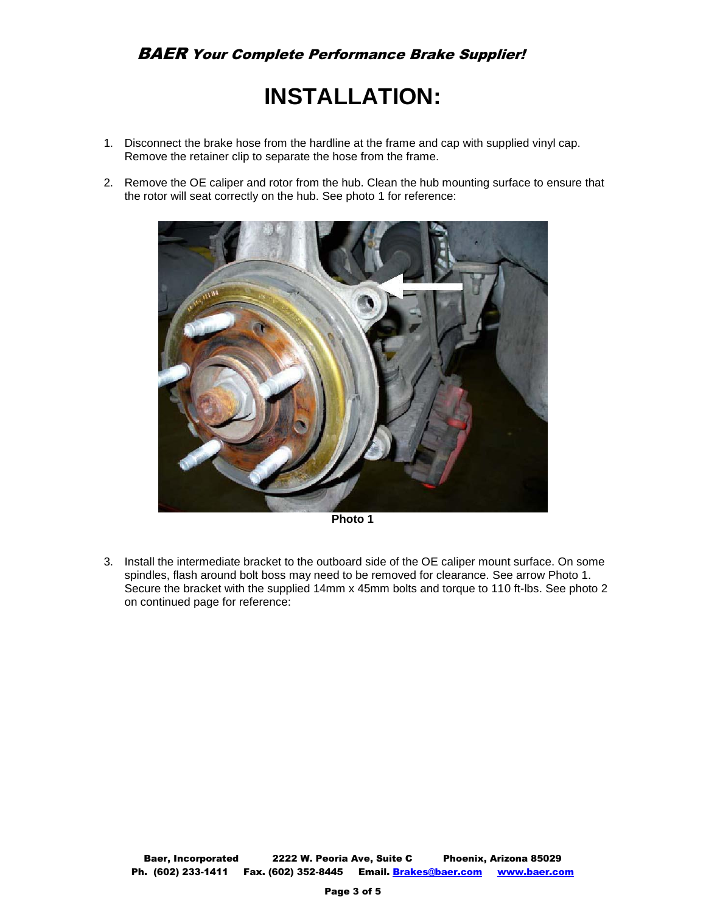# INSTALLATION:

1. Disconnect the brake hose from the hardline at the frame and cap with supplied vinyl cap. Remove the retainer clip to separate the hose from the frame.

2. Remove the OE caliper and rotor from the hub. Clean the hub mounting surface to ensure that the rotor will seat correctly on the hub. See photo 1 for reference:

**Photo 1**

3. Install the intermediate bracket to the outboard side of the OE caliper mount surface. On some spindles, flash around bolt boss may need to be removed for clearance. See arrow Photo 1. Secure the bracket with the supplied 14mm x 45mm bolts and torque to 110 ft-lbs. See photo 2 on continued page for reference: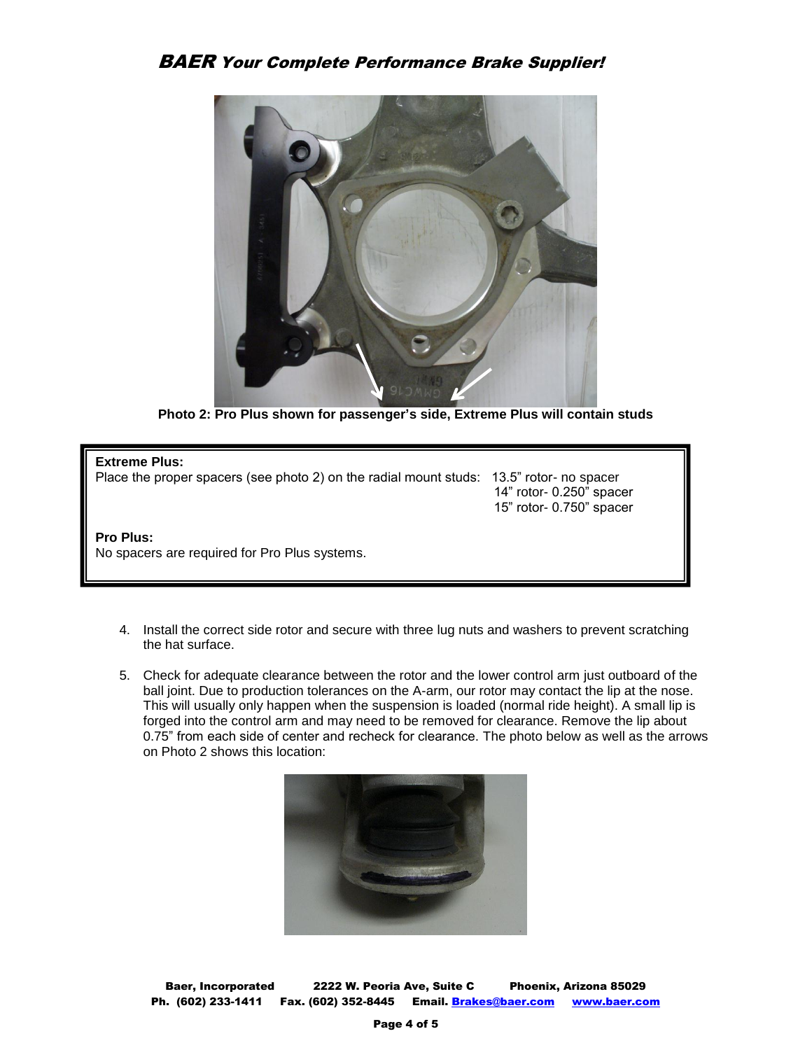Photo 2: Pro Plus shown for passenger's side, Extreme Plus will contain studs

**Extreme Plus:**
Place the proper spacers (see photo 2) on the radial mount studs: 13.5" rotor- no spacer
14" rotor- 0.250" spacer
15" rotor- 0.750" spacer

**Pro Plus:**
No spacers are required for Pro Plus systems.

4. Install the correct side rotor and secure with three lug nuts and washers to prevent scratching the hat surface.

5. Check for adequate clearance between the rotor and the lower control arm just outboard of the ball joint. Due to production tolerances on the A-arm, our rotor may contact the lip at the nose. This will usually only happen when the suspension is loaded (normal ride height). A small lip is forged into the control arm and may need to be removed for clearance. Remove the lip about 0.75" from each side of center and recheck for clearance. The photo below as well as the arrows on Photo 2 shows this location: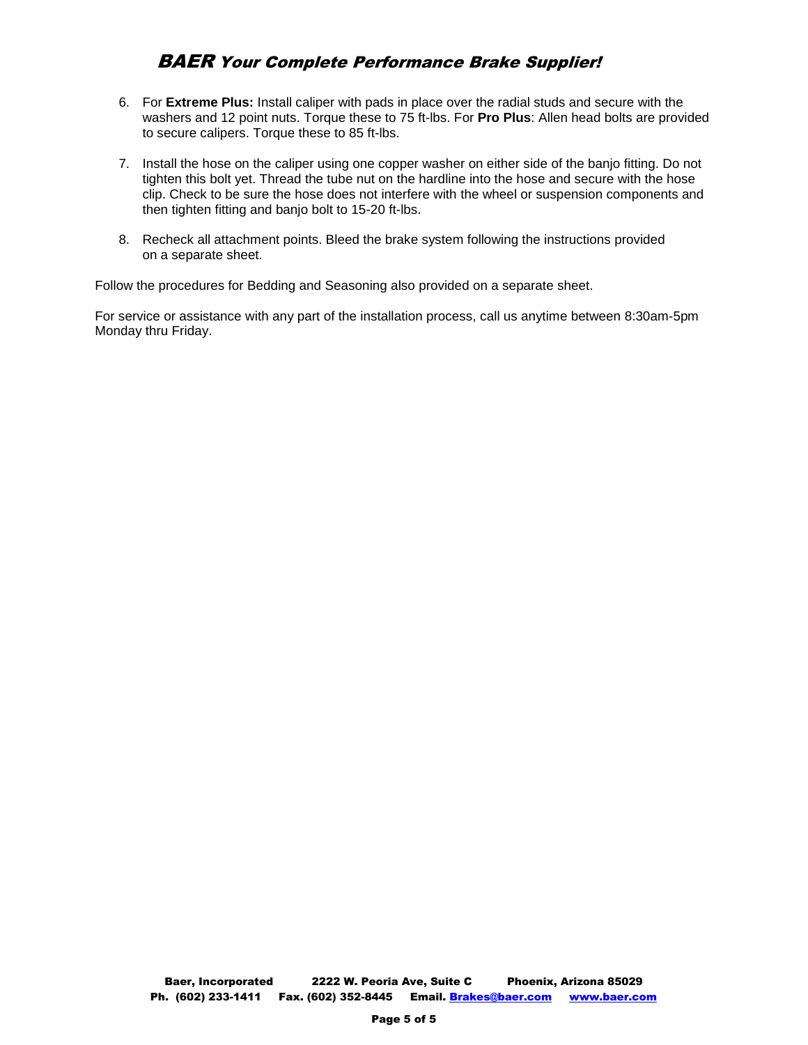6. For **Extreme Plus:** Install caliper with pads in place over the radial studs and secure with the washers and 12 point nuts. Torque these to 75 ft-lbs. For **Pro Plus**: Allen head bolts are provided to secure calipers. Torque these to 85 ft-lbs.

7. Install the hose on the caliper using one copper washer on either side of the banjo fitting. Do not tighten this bolt yet. Thread the tube nut on the hardline into the hose and secure with the hose clip. Check to be sure the hose does not interfere with the wheel or suspension components and then tighten fitting and banjo bolt to 15-20 ft-lbs.

8. Recheck all attachment points. Bleed the brake system following the instructions provided on a separate sheet.

Follow the procedures for Bedding and Seasoning also provided on a separate sheet.

For service or assistance with any part of the installation process, call us anytime between 8:30am-5pm Monday thru Friday.

**Baer, Incorporated 2222 W. Peoria Ave, Suite C Phoenix, Arizona 85029**
**Ph. (602) 233-1411 Fax. (602) 352-8445 Email. Brakes@baer.com www.baer.com**